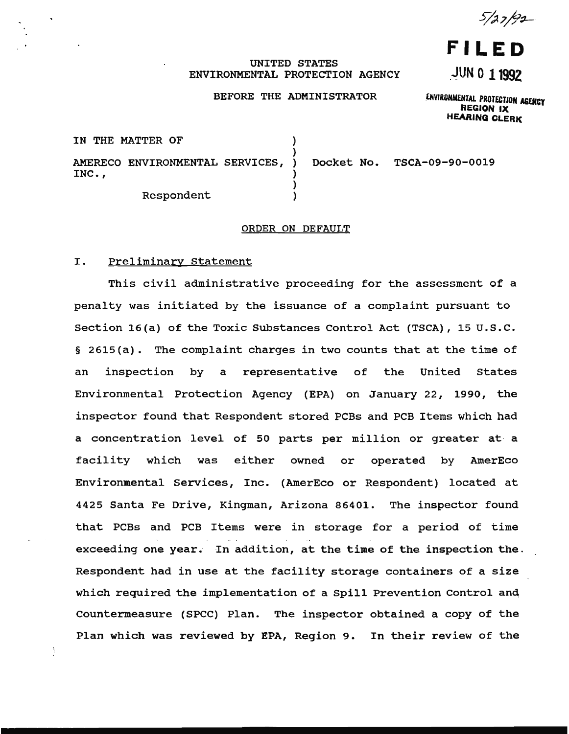5/27/92

**FILED**

JUN 0 1 1992

ENVIRONMENTAL PROTECTION AGENCY
REGION IX
HEARING CLERK

UNITED STATES
ENVIRONMENTAL PROTECTION AGENCY

BEFORE THE ADMINISTRATOR

IN THE MATTER OF

AMERECO ENVIRONMENTAL SERVICES, INC.,

Respondent

Docket No. TSCA-09-90-0019

ORDER ON DEFAULT

## I. Preliminary Statement

This civil administrative proceeding for the assessment of a penalty was initiated by the issuance of a complaint pursuant to Section 16(a) of the Toxic Substances Control Act (TSCA), 15 U.S.C. § 2615(a). The complaint charges in two counts that at the time of an inspection by a representative of the United States Environmental Protection Agency (EPA) on January 22, 1990, the inspector found that Respondent stored PCBs and PCB Items which had a concentration level of 50 parts per million or greater at a facility which was either owned or operated by AmerEco Environmental Services, Inc. (AmerEco or Respondent) located at 4425 Santa Fe Drive, Kingman, Arizona 86401. The inspector found that PCBs and PCB Items were in storage for a period of time exceeding one year. In addition, at the time of the inspection the Respondent had in use at the facility storage containers of a size which required the implementation of a Spill Prevention Control and Countermeasure (SPCC) Plan. The inspector obtained a copy of the Plan which was reviewed by EPA, Region 9. In their review of the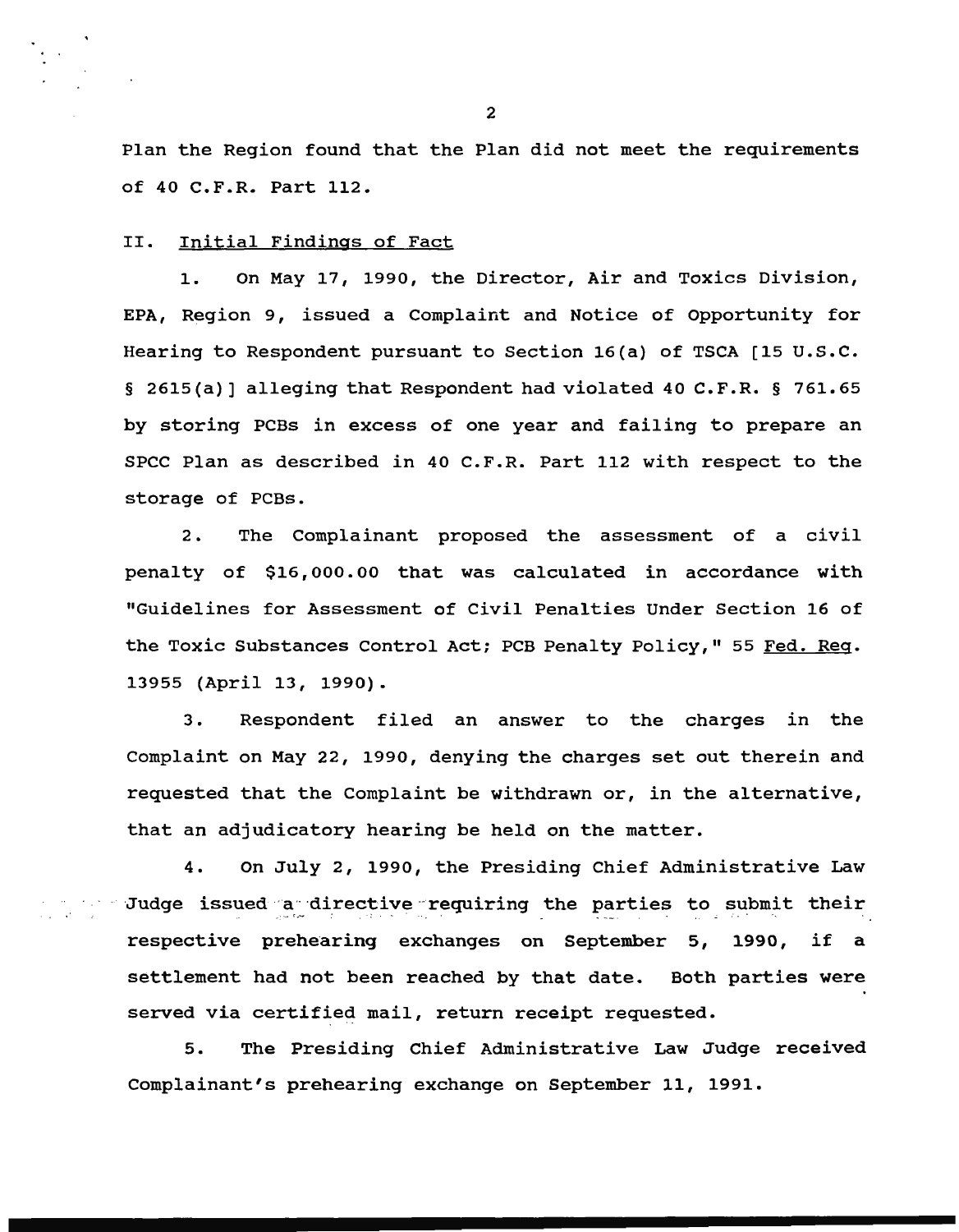Plan the Region found that the Plan did not meet the requirements of 40 C.F.R. Part 112.

## II. Initial Findings of Fact

1. On May 17, 1990, the Director, Air and Toxics Division, EPA, Region 9, issued a Complaint and Notice of Opportunity for Hearing to Respondent pursuant to Section 16(a) of TSCA [15 U.S.C. § 2615(a)] alleging that Respondent had violated 40 C.F.R. § 761.65 by storing PCBs in excess of one year and failing to prepare an SPCC Plan as described in 40 C.F.R. Part 112 with respect to the storage of PCBs.

2. The Complainant proposed the assessment of a civil penalty of $16,000.00 that was calculated in accordance with "Guidelines for Assessment of Civil Penalties Under Section 16 of the Toxic Substances Control Act; PCB Penalty Policy," 55 Fed. Reg. 13955 (April 13, 1990).

3. Respondent filed an answer to the charges in the Complaint on May 22, 1990, denying the charges set out therein and requested that the Complaint be withdrawn or, in the alternative, that an adjudicatory hearing be held on the matter.

4. On July 2, 1990, the Presiding Chief Administrative Law Judge issued a directive requiring the parties to submit their respective prehearing exchanges on September 5, 1990, if a settlement had not been reached by that date. Both parties were served via certified mail, return receipt requested.

5. The Presiding Chief Administrative Law Judge received Complainant's prehearing exchange on September 11, 1991.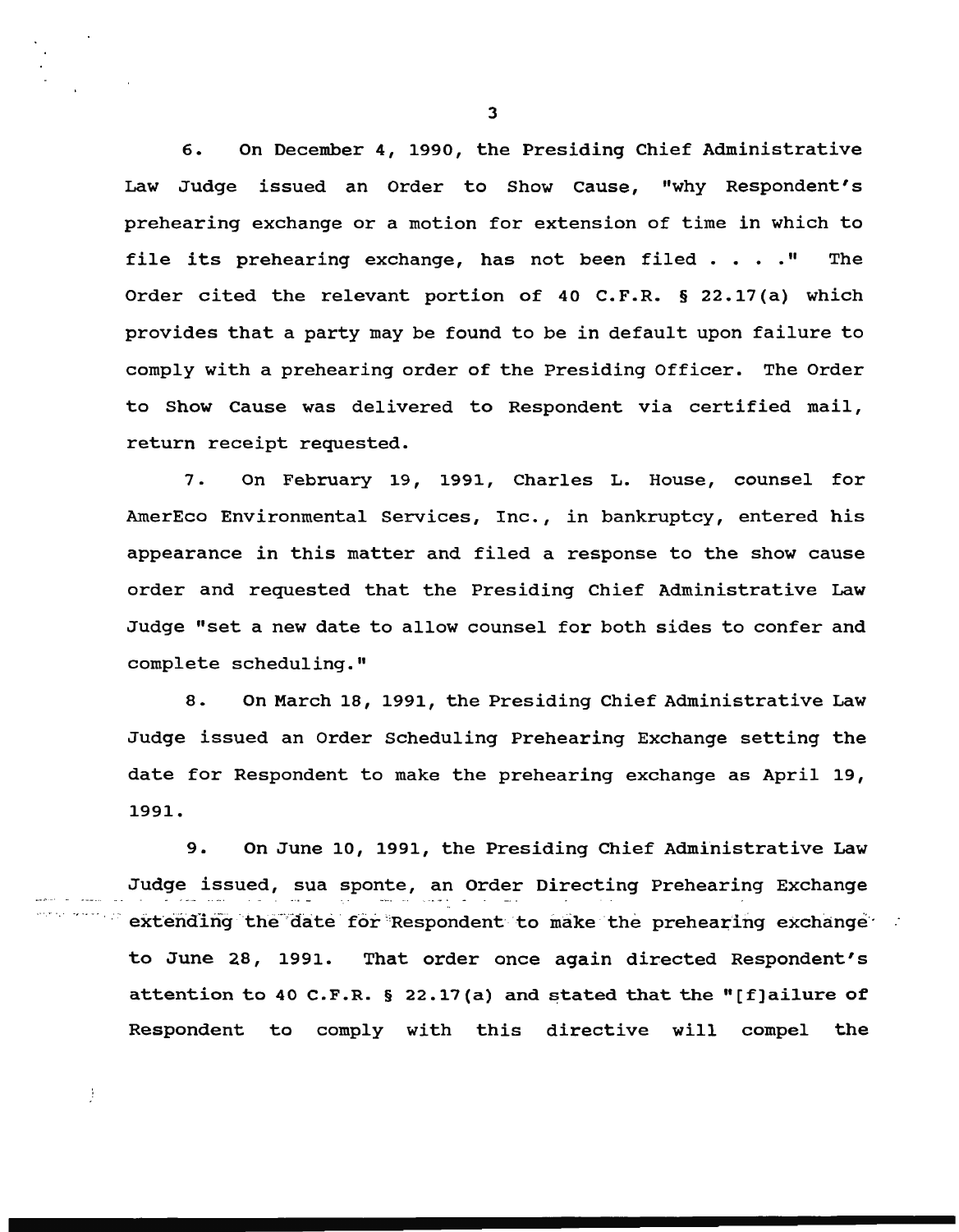6. On December 4, 1990, the Presiding Chief Administrative Law Judge issued an Order to Show Cause, "why Respondent's prehearing exchange or a motion for extension of time in which to file its prehearing exchange, has not been filed . . . ." The Order cited the relevant portion of 40 C.F.R. § 22.17(a) which provides that a party may be found to be in default upon failure to comply with a prehearing order of the Presiding Officer. The Order to Show Cause was delivered to Respondent via certified mail, return receipt requested.

7. On February 19, 1991, Charles L. House, counsel for AmerEco Environmental Services, Inc., in bankruptcy, entered his appearance in this matter and filed a response to the show cause order and requested that the Presiding Chief Administrative Law Judge "set a new date to allow counsel for both sides to confer and complete scheduling."

8. On March 18, 1991, the Presiding Chief Administrative Law Judge issued an Order Scheduling Prehearing Exchange setting the date for Respondent to make the prehearing exchange as April 19, 1991.

9. On June 10, 1991, the Presiding Chief Administrative Law Judge issued, sua sponte, an Order Directing Prehearing Exchange extending the date for Respondent to make the prehearing exchange to June 28, 1991. That order once again directed Respondent's attention to 40 C.F.R. § 22.17(a) and stated that the "[f]ailure of Respondent to comply with this directive will compel the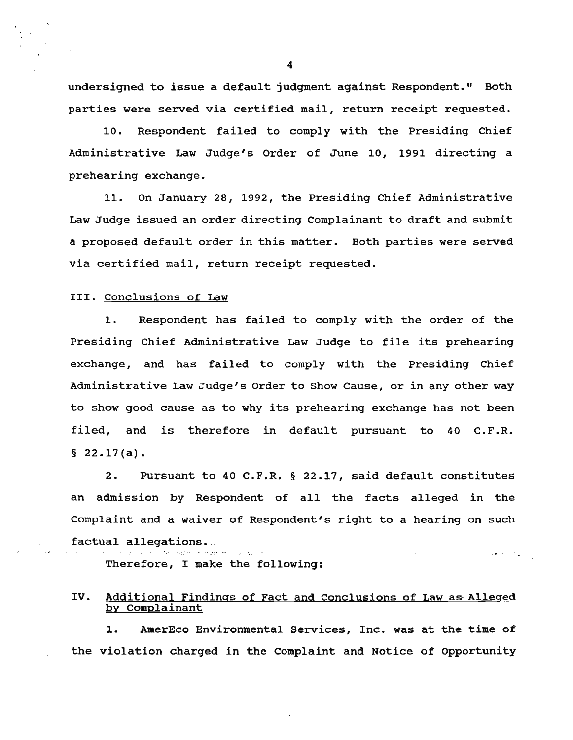undersigned to issue a default judgment against Respondent." Both parties were served via certified mail, return receipt requested.

10. Respondent failed to comply with the Presiding Chief Administrative Law Judge's Order of June 10, 1991 directing a prehearing exchange.

11. On January 28, 1992, the Presiding Chief Administrative Law Judge issued an order directing Complainant to draft and submit a proposed default order in this matter. Both parties were served via certified mail, return receipt requested.

III. Conclusions of Law

1. Respondent has failed to comply with the order of the Presiding Chief Administrative Law Judge to file its prehearing exchange, and has failed to comply with the Presiding Chief Administrative Law Judge's Order to Show Cause, or in any other way to show good cause as to why its prehearing exchange has not been filed, and is therefore in default pursuant to 40 C.F.R. § 22.17(a).

2. Pursuant to 40 C.F.R. § 22.17, said default constitutes an admission by Respondent of all the facts alleged in the Complaint and a waiver of Respondent's right to a hearing on such factual allegations.

Therefore, I make the following:

IV. Additional Findings of Fact and Conclusions of Law as Alleged by Complainant

1. AmerEco Environmental Services, Inc. was at the time of the violation charged in the Complaint and Notice of Opportunity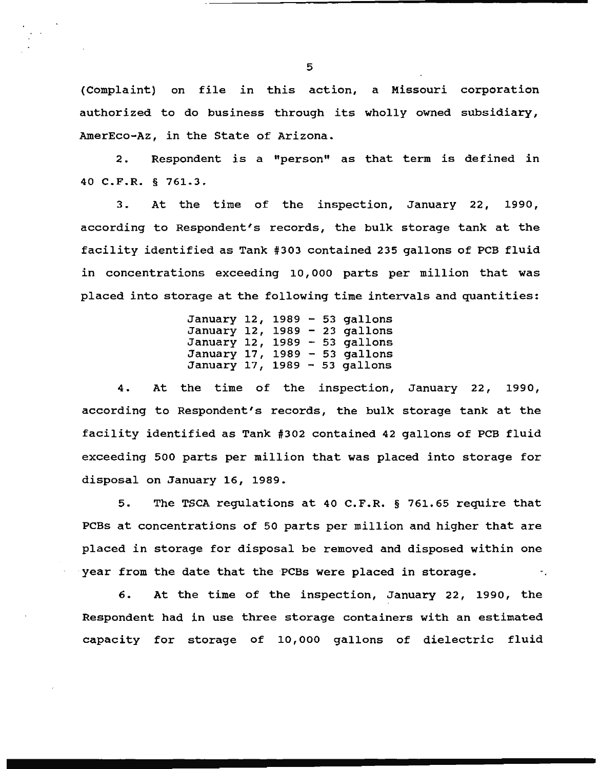(Complaint) on file in this action, a Missouri corporation authorized to do business through its wholly owned subsidiary, AmerEco-Az, in the State of Arizona.

2. Respondent is a "person" as that term is defined in 40 C.F.R. § 761.3.

3. At the time of the inspection, January 22, 1990, according to Respondent's records, the bulk storage tank at the facility identified as Tank #303 contained 235 gallons of PCB fluid in concentrations exceeding 10,000 parts per million that was placed into storage at the following time intervals and quantities:

January 12, 1989 - 53 gallons
January 12, 1989 - 23 gallons
January 12, 1989 - 53 gallons
January 17, 1989 - 53 gallons
January 17, 1989 - 53 gallons

4. At the time of the inspection, January 22, 1990, according to Respondent's records, the bulk storage tank at the facility identified as Tank #302 contained 42 gallons of PCB fluid exceeding 500 parts per million that was placed into storage for disposal on January 16, 1989.

5. The TSCA regulations at 40 C.F.R. § 761.65 require that PCBs at concentrations of 50 parts per million and higher that are placed in storage for disposal be removed and disposed within one year from the date that the PCBs were placed in storage.

6. At the time of the inspection, January 22, 1990, the Respondent had in use three storage containers with an estimated capacity for storage of 10,000 gallons of dielectric fluid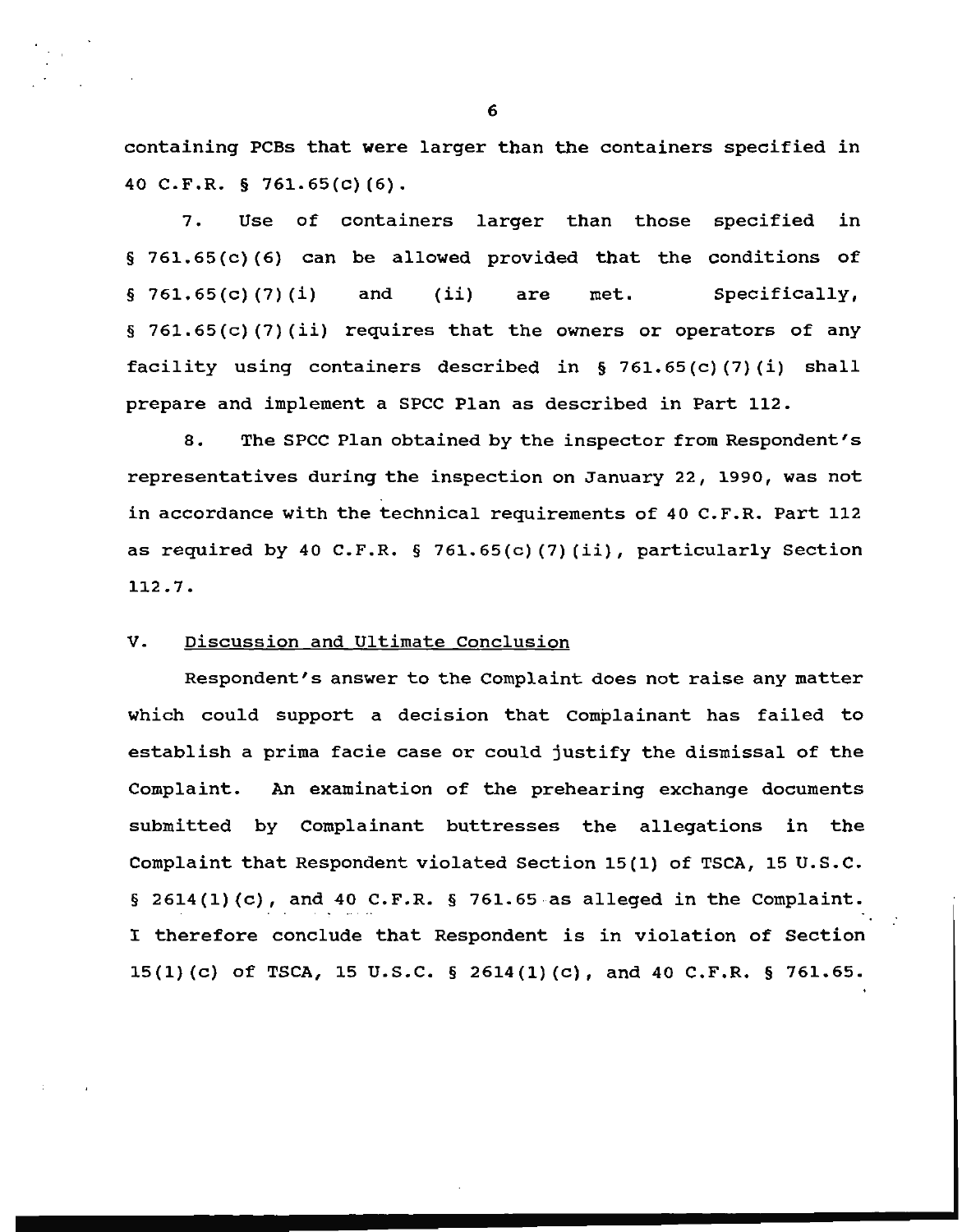containing PCBs that were larger than the containers specified in 40 C.F.R. § 761.65(c)(6).

7. Use of containers larger than those specified in § 761.65(c)(6) can be allowed provided that the conditions of § 761.65(c)(7)(i) and (ii) are met. Specifically, § 761.65(c)(7)(ii) requires that the owners or operators of any facility using containers described in § 761.65(c)(7)(i) shall prepare and implement a SPCC Plan as described in Part 112.

8. The SPCC Plan obtained by the inspector from Respondent's representatives during the inspection on January 22, 1990, was not in accordance with the technical requirements of 40 C.F.R. Part 112 as required by 40 C.F.R. § 761.65(c)(7)(ii), particularly Section 112.7.

## V. Discussion and Ultimate Conclusion

Respondent's answer to the Complaint does not raise any matter which could support a decision that Complainant has failed to establish a prima facie case or could justify the dismissal of the Complaint. An examination of the prehearing exchange documents submitted by Complainant buttresses the allegations in the Complaint that Respondent violated Section 15(1) of TSCA, 15 U.S.C. § 2614(1)(c), and 40 C.F.R. § 761.65 as alleged in the Complaint. I therefore conclude that Respondent is in violation of Section 15(1)(c) of TSCA, 15 U.S.C. § 2614(1)(c), and 40 C.F.R. § 761.65.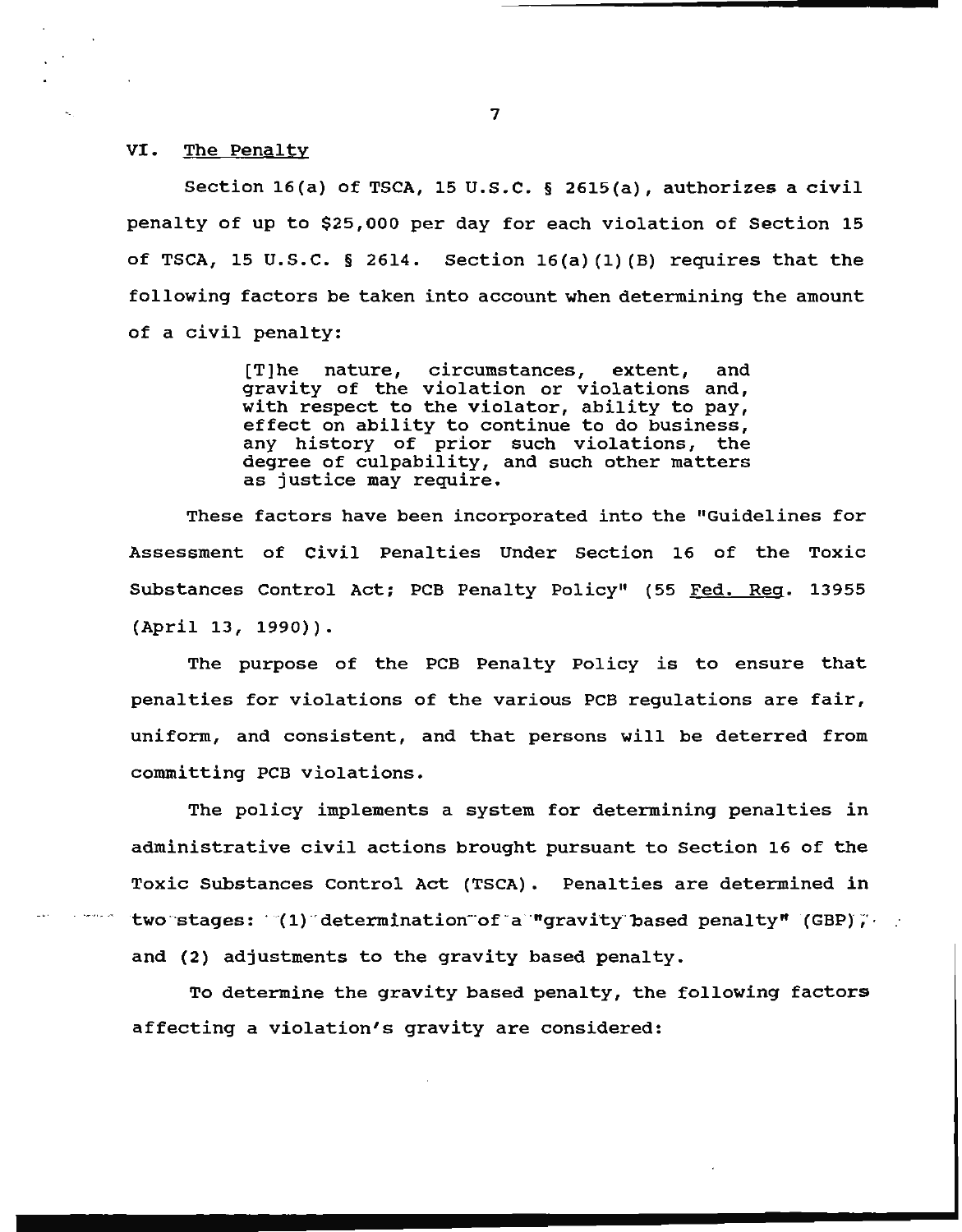## VI. The Penalty

Section 16(a) of TSCA, 15 U.S.C. § 2615(a), authorizes a civil penalty of up to $25,000 per day for each violation of Section 15 of TSCA, 15 U.S.C. § 2614. Section 16(a)(1)(B) requires that the following factors be taken into account when determining the amount of a civil penalty:

> [T]he nature, circumstances, extent, and gravity of the violation or violations and, with respect to the violator, ability to pay, effect on ability to continue to do business, any history of prior such violations, the degree of culpability, and such other matters as justice may require.

These factors have been incorporated into the "Guidelines for Assessment of Civil Penalties Under Section 16 of the Toxic Substances Control Act; PCB Penalty Policy" (55 Fed. Reg. 13955 (April 13, 1990)).

The purpose of the PCB Penalty Policy is to ensure that penalties for violations of the various PCB regulations are fair, uniform, and consistent, and that persons will be deterred from committing PCB violations.

The policy implements a system for determining penalties in administrative civil actions brought pursuant to Section 16 of the Toxic Substances Control Act (TSCA). Penalties are determined in two stages: (1) determination of a "gravity based penalty" (GBP), and (2) adjustments to the gravity based penalty.

To determine the gravity based penalty, the following factors affecting a violation's gravity are considered: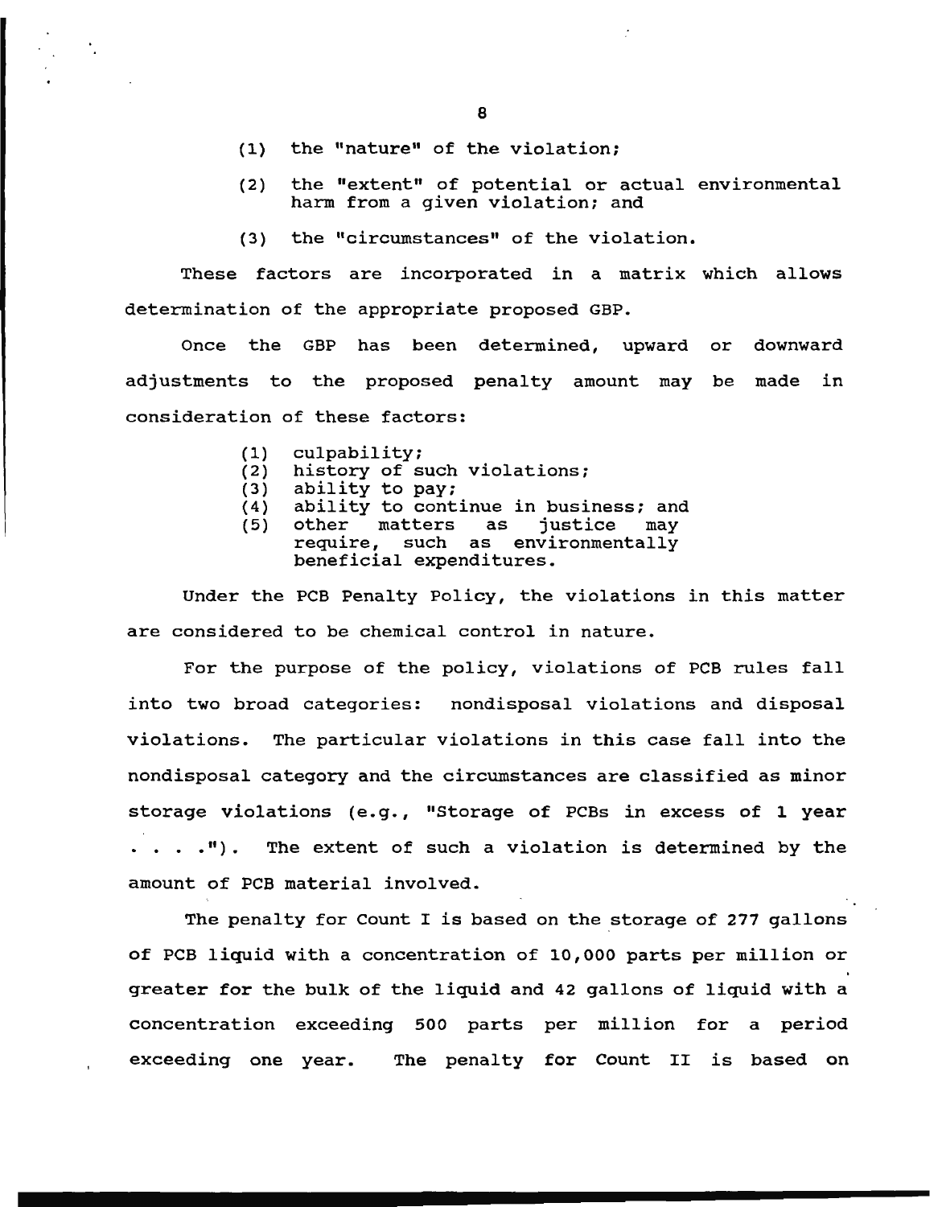(1) the "nature" of the violation;

(2) the "extent" of potential or actual environmental harm from a given violation; and

(3) the "circumstances" of the violation.

These factors are incorporated in a matrix which allows determination of the appropriate proposed GBP.

Once the GBP has been determined, upward or downward adjustments to the proposed penalty amount may be made in consideration of these factors:

(1) culpability;
(2) history of such violations;
(3) ability to pay;
(4) ability to continue in business; and
(5) other matters as justice may require, such as environmentally beneficial expenditures.

Under the PCB Penalty Policy, the violations in this matter are considered to be chemical control in nature.

For the purpose of the policy, violations of PCB rules fall into two broad categories: nondisposal violations and disposal violations. The particular violations in this case fall into the nondisposal category and the circumstances are classified as minor storage violations (e.g., "Storage of PCBs in excess of 1 year . . . ."). The extent of such a violation is determined by the amount of PCB material involved.

The penalty for Count I is based on the storage of 277 gallons of PCB liquid with a concentration of 10,000 parts per million or greater for the bulk of the liquid and 42 gallons of liquid with a concentration exceeding 500 parts per million for a period exceeding one year. The penalty for Count II is based on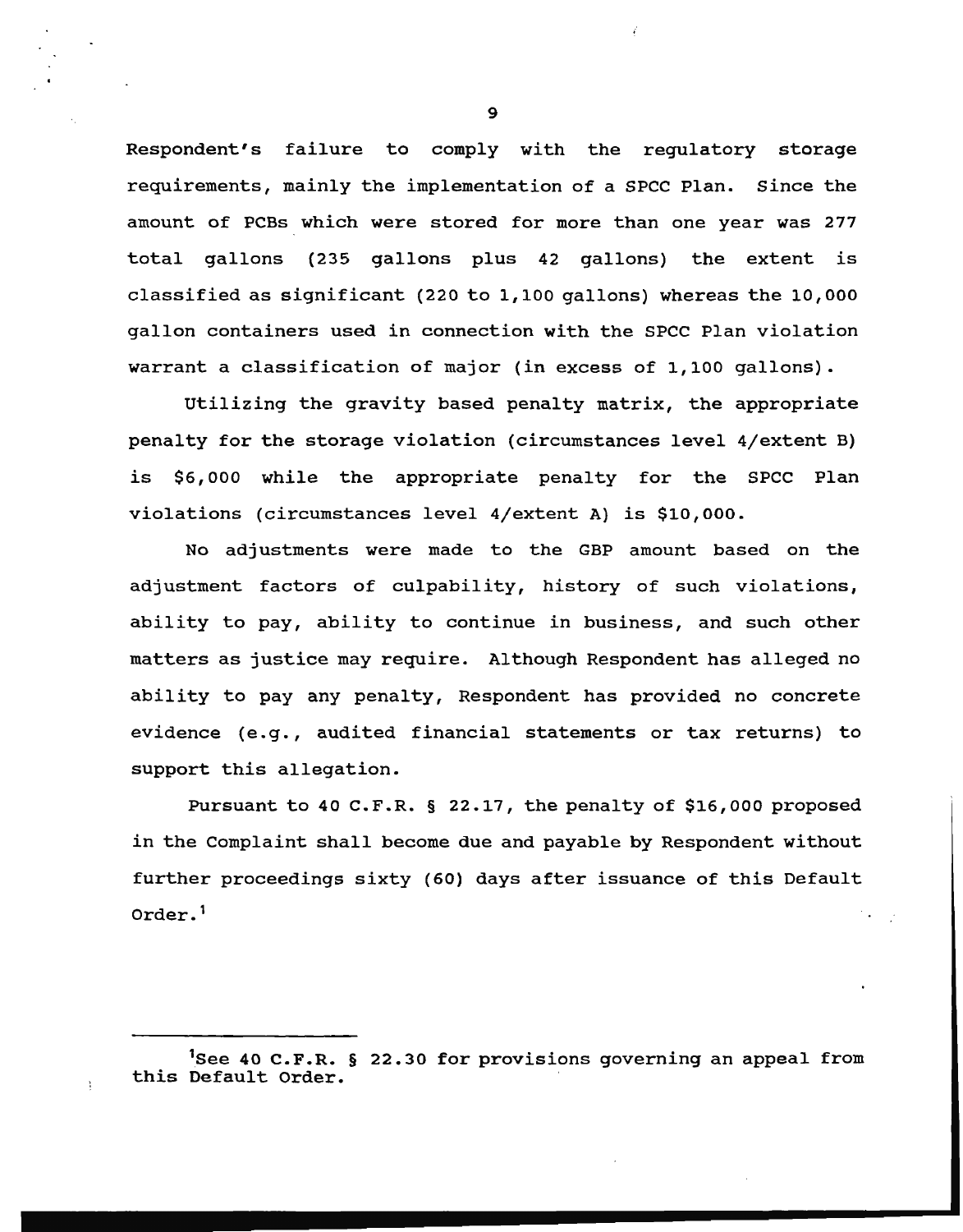Respondent's failure to comply with the regulatory storage requirements, mainly the implementation of a SPCC Plan. Since the amount of PCBs which were stored for more than one year was 277 total gallons (235 gallons plus 42 gallons) the extent is classified as significant (220 to 1,100 gallons) whereas the 10,000 gallon containers used in connection with the SPCC Plan violation warrant a classification of major (in excess of 1,100 gallons).

Utilizing the gravity based penalty matrix, the appropriate penalty for the storage violation (circumstances level 4/extent B) is $6,000 while the appropriate penalty for the SPCC Plan violations (circumstances level 4/extent A) is $10,000.

No adjustments were made to the GBP amount based on the adjustment factors of culpability, history of such violations, ability to pay, ability to continue in business, and such other matters as justice may require. Although Respondent has alleged no ability to pay any penalty, Respondent has provided no concrete evidence (e.g., audited financial statements or tax returns) to support this allegation.

Pursuant to 40 C.F.R. § 22.17, the penalty of $16,000 proposed in the Complaint shall become due and payable by Respondent without further proceedings sixty (60) days after issuance of this Default Order.[1]

---

[1] See 40 C.F.R. § 22.30 for provisions governing an appeal from this Default Order.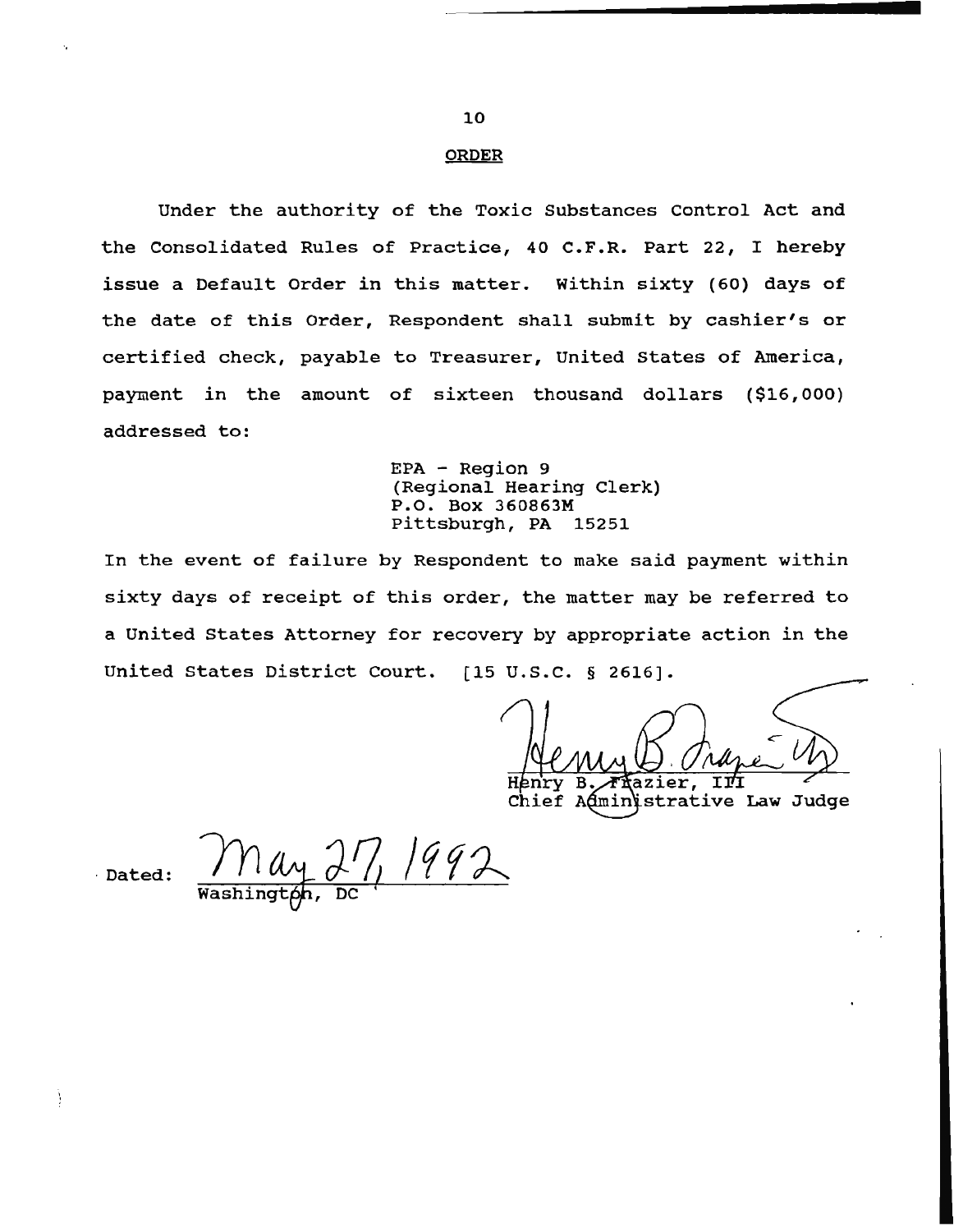## ORDER

Under the authority of the Toxic Substances Control Act and the Consolidated Rules of Practice, 40 C.F.R. Part 22, I hereby issue a Default Order in this matter. Within sixty (60) days of the date of this Order, Respondent shall submit by cashier's or certified check, payable to Treasurer, United States of America, payment in the amount of sixteen thousand dollars ($16,000) addressed to:

EPA - Region 9
(Regional Hearing Clerk)
P.O. Box 360863M
Pittsburgh, PA 15251

In the event of failure by Respondent to make said payment within sixty days of receipt of this order, the matter may be referred to a United States Attorney for recovery by appropriate action in the United States District Court. [15 U.S.C. § 2616].

Henry B. Frazier, III
Chief Administrative Law Judge

Dated: May 27, 1992
Washington, DC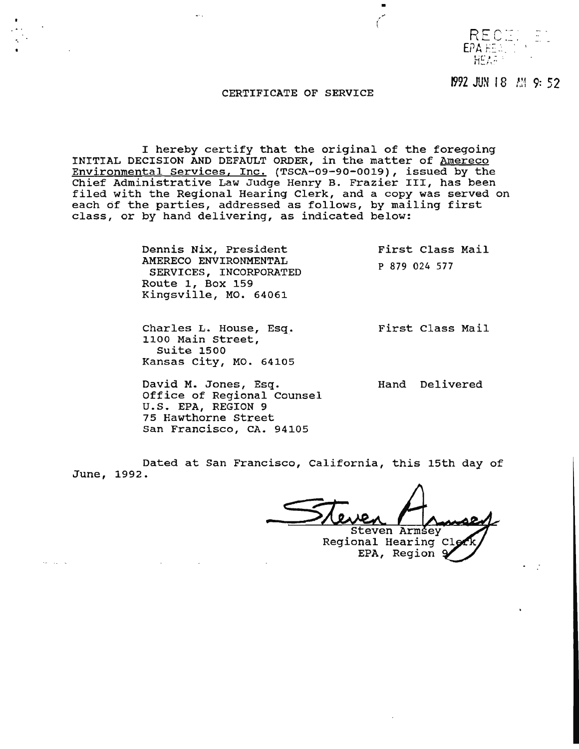RECEIVED
EPA HEARING
HEARING

1992 JUN 18 AM 9: 52

# CERTIFICATE OF SERVICE

I hereby certify that the original of the foregoing INITIAL DECISION AND DEFAULT ORDER, in the matter of Amereco Environmental Services, Inc. (TSCA-09-90-0019), issued by the Chief Administrative Law Judge Henry B. Frazier III, has been filed with the Regional Hearing Clerk, and a copy was served on each of the parties, addressed as follows, by mailing first class, or by hand delivering, as indicated below:

| | |
|---|---|
| Dennis Nix, President<br>AMERECO ENVIRONMENTAL SERVICES, INCORPORATED<br>Route 1, Box 159<br>Kingsville, MO. 64061 | First Class Mail<br>P 879 024 577 |
| Charles L. House, Esq.<br>1100 Main Street, Suite 1500<br>Kansas City, MO. 64105 | First Class Mail |
| David M. Jones, Esq.<br>Office of Regional Counsel<br>U.S. EPA, REGION 9<br>75 Hawthorne Street<br>San Francisco, CA. 94105 | Hand Delivered |

Dated at San Francisco, California, this 15th day of June, 1992.

Steven Armsey
Steven Armsey
Regional Hearing Clerk
EPA, Region 9